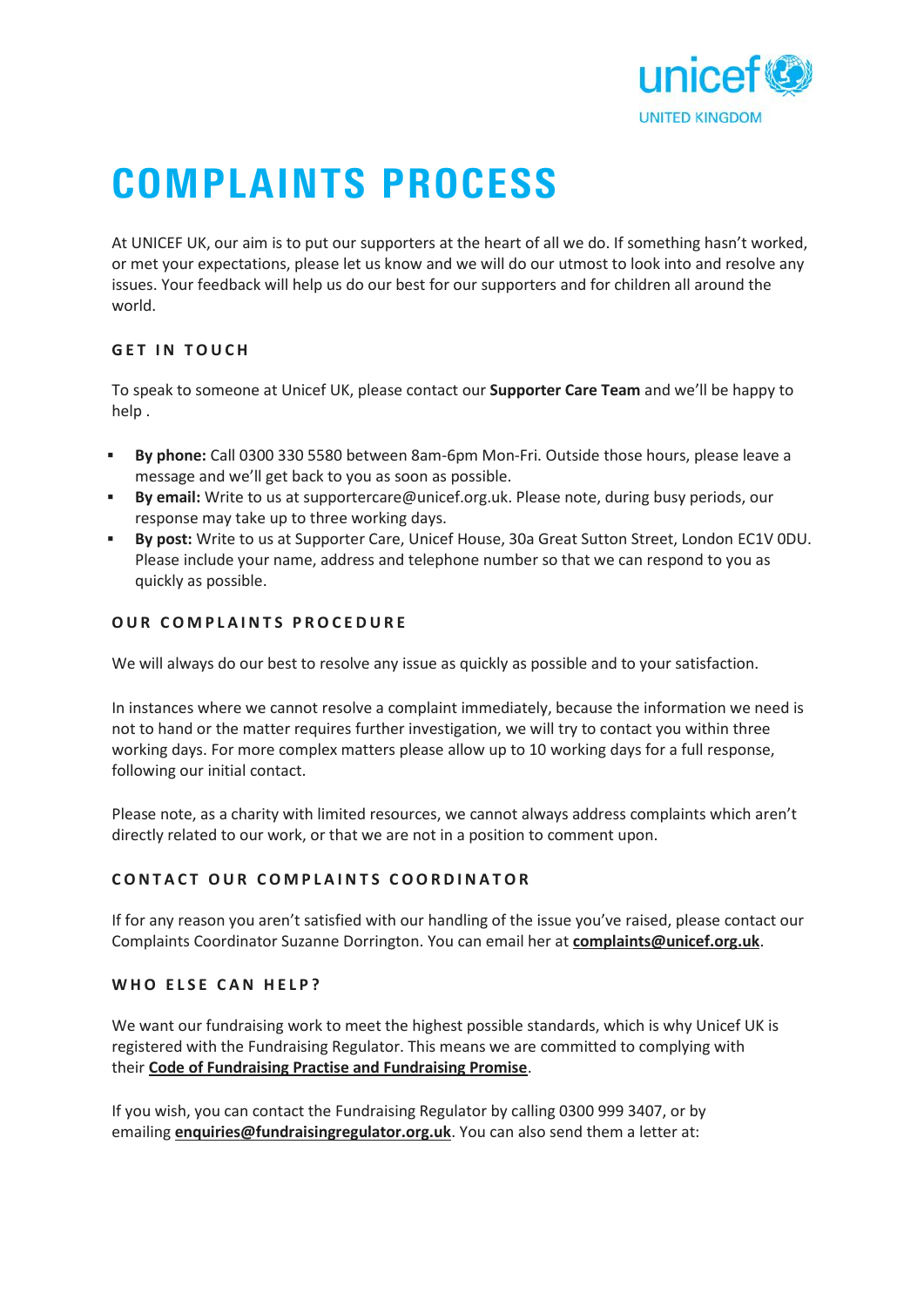# COMPLAINTS PROCESS

At UNICEF UK, our aim is to put our supporters at the heart of all we do. If something hasn't worked, or met your expectations, please let us know and we will do our utmost to look into and resolve any issues. Your feedback will help us do our best for our supporters and for children all around the world.

## GET IN TOUCH

To speak to someone at Unicef UK, please contact our **Supporter Care Team** and we'll be happy to help .

- **By phone:** Call 0300 330 5580 between 8am-6pm Mon-Fri. Outside those hours, please leave a message and we'll get back to you as soon as possible.
- **By email:** Write to us at supportercare@unicef.org.uk. Please note, during busy periods, our response may take up to three working days.
- **By post:** Write to us at Supporter Care, Unicef House, 30a Great Sutton Street, London EC1V 0DU. Please include your name, address and telephone number so that we can respond to you as quickly as possible.

## OUR COMPLAINTS PROCEDURE

We will always do our best to resolve any issue as quickly as possible and to your satisfaction.

In instances where we cannot resolve a complaint immediately, because the information we need is not to hand or the matter requires further investigation, we will try to contact you within three working days. For more complex matters please allow up to 10 working days for a full response, following our initial contact.

Please note, as a charity with limited resources, we cannot always address complaints which aren't directly related to our work, or that we are not in a position to comment upon.

## CONTACT OUR COMPLAINTS COORDINATOR

If for any reason you aren't satisfied with our handling of the issue you've raised, please contact our Complaints Coordinator Suzanne Dorrington. You can email her at **complaints@unicef.org.uk**.

## WHO ELSE CAN HELP?

We want our fundraising work to meet the highest possible standards, which is why Unicef UK is registered with the Fundraising Regulator. This means we are committed to complying with their **Code of Fundraising Practise and Fundraising Promise**.

If you wish, you can contact the Fundraising Regulator by calling 0300 999 3407, or by emailing **enquiries@fundraisingregulator.org.uk**. You can also send them a letter at: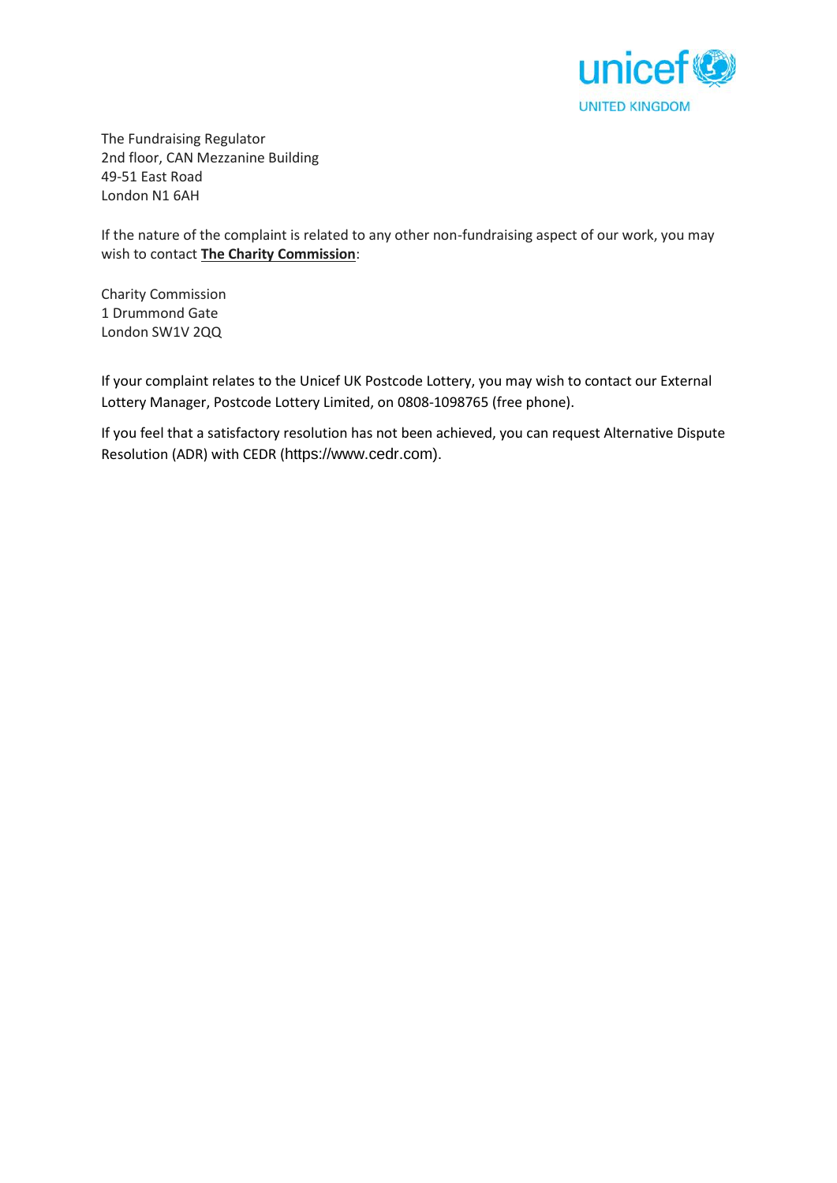The Fundraising Regulator
2nd floor, CAN Mezzanine Building
49-51 East Road
London N1 6AH

If the nature of the complaint is related to any other non-fundraising aspect of our work, you may wish to contact **The Charity Commission**:

Charity Commission
1 Drummond Gate
London SW1V 2QQ

If your complaint relates to the Unicef UK Postcode Lottery, you may wish to contact our External Lottery Manager, Postcode Lottery Limited, on 0808-1098765 (free phone).

If you feel that a satisfactory resolution has not been achieved, you can request Alternative Dispute Resolution (ADR) with CEDR (https://www.cedr.com).